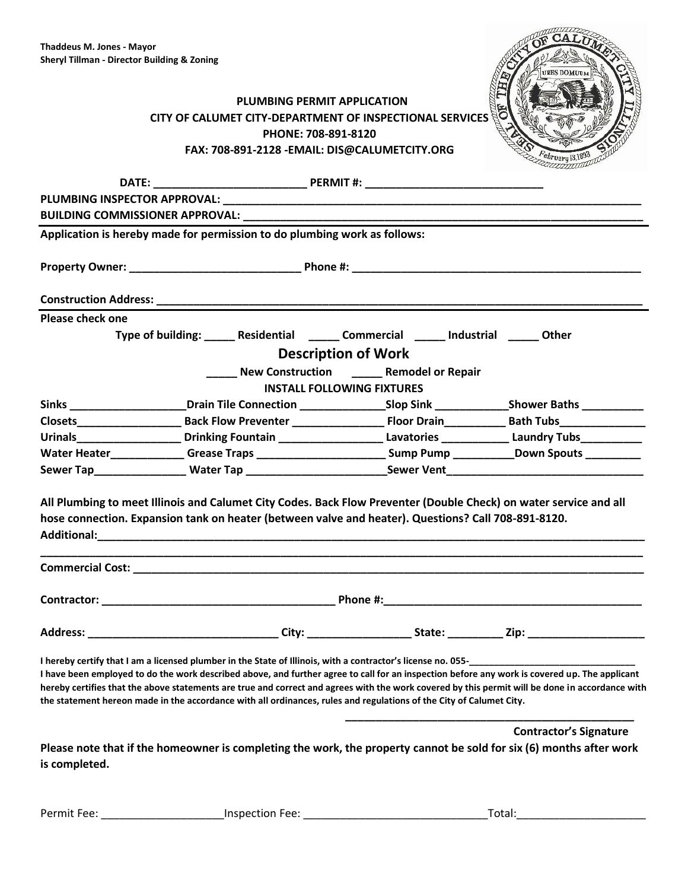**Thaddeus M. Jones - Mayor**
**Sheryl Tillman - Director Building & Zoning**

**PLUMBING PERMIT APPLICATION**
**CITY OF CALUMET CITY-DEPARTMENT OF INSPECTIONAL SERVICES**
**PHONE: 708-891-8120**
**FAX: 708-891-2128 -EMAIL: DIS@CALUMETCITY.ORG**

**DATE:** ________________________ **PERMIT #:** ___________________________

**PLUMBING INSPECTOR APPROVAL:** ______________________________________________________________

**BUILDING COMMISSIONER APPROVAL:** ____________________________________________________________

**Application is hereby made for permission to do plumbing work as follows:**

**Property Owner:** __________________________ **Phone #:** ______________________________________________

**Construction Address:** ______________________________________________________________________________

**Please check one**

**Type of building:** _____ **Residential** _____ **Commercial** _____ **Industrial** _____ **Other**

## Description of Work

_____ **New Construction** _____ **Remodel or Repair**

**INSTALL FOLLOWING FIXTURES**

| | | | |
|---|---|---|---|
| **Sinks** ________ | **Drain Tile Connection** ________ | **Slop Sink** ________ | **Shower Baths** ________ |
| **Closets** ________ | **Back Flow Preventer** ________ | **Floor Drain** ________ | **Bath Tubs** ________ |
| **Urinals** ________ | **Drinking Fountain** ________ | **Lavatories** ________ | **Laundry Tubs** ________ |
| **Water Heater** ________ | **Grease Traps** ________ | **Sump Pump** ________ | **Down Spouts** ________ |
| **Sewer Tap** ________ | **Water Tap** ________ | **Sewer Vent** ________ | |

**All Plumbing to meet Illinois and Calumet City Codes. Back Flow Preventer (Double Check) on water service and all hose connection. Expansion tank on heater (between valve and heater). Questions? Call 708-891-8120.**

**Additional:** ___________________________________________________________________________________________

_________________________________________________________________________________________________________

**Commercial Cost:** _____________________________________________________________________________________

**Contractor:** ____________________________________ **Phone #:** ________________________________________

**Address:** ______________________________ **City:** ________________ **State:** _________ **Zip:** __________________

**I hereby certify that I am a licensed plumber in the State of Illinois, with a contractor's license no. 055-**______________________________
**I have been employed to do the work described above, and further agree to call for an inspection before any work is covered up. The applicant hereby certifies that the above statements are true and correct and agrees with the work covered by this permit will be done in accordance with the statement hereon made in the accordance with all ordinances, rules and regulations of the City of Calumet City.**

_______________________________________________
**Contractor's Signature**

**Please note that if the homeowner is completing the work, the property cannot be sold for six (6) months after work is completed.**

Permit Fee: ____________________ Inspection Fee: ______________________________ Total: ____________________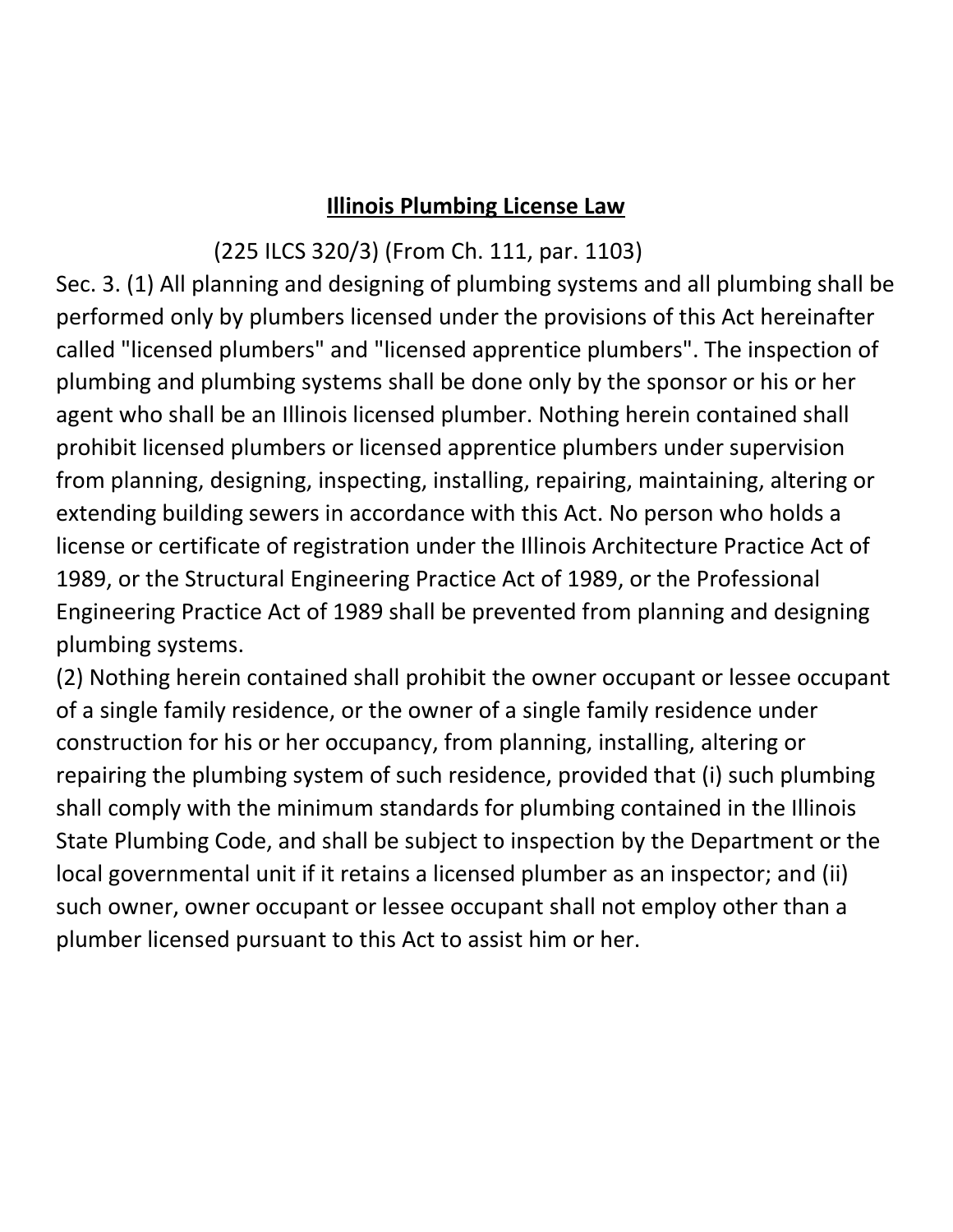# Illinois Plumbing License Law

(225 ILCS 320/3) (From Ch. 111, par. 1103)

Sec. 3. (1) All planning and designing of plumbing systems and all plumbing shall be performed only by plumbers licensed under the provisions of this Act hereinafter called "licensed plumbers" and "licensed apprentice plumbers". The inspection of plumbing and plumbing systems shall be done only by the sponsor or his or her agent who shall be an Illinois licensed plumber. Nothing herein contained shall prohibit licensed plumbers or licensed apprentice plumbers under supervision from planning, designing, inspecting, installing, repairing, maintaining, altering or extending building sewers in accordance with this Act. No person who holds a license or certificate of registration under the Illinois Architecture Practice Act of 1989, or the Structural Engineering Practice Act of 1989, or the Professional Engineering Practice Act of 1989 shall be prevented from planning and designing plumbing systems.

(2) Nothing herein contained shall prohibit the owner occupant or lessee occupant of a single family residence, or the owner of a single family residence under construction for his or her occupancy, from planning, installing, altering or repairing the plumbing system of such residence, provided that (i) such plumbing shall comply with the minimum standards for plumbing contained in the Illinois State Plumbing Code, and shall be subject to inspection by the Department or the local governmental unit if it retains a licensed plumber as an inspector; and (ii) such owner, owner occupant or lessee occupant shall not employ other than a plumber licensed pursuant to this Act to assist him or her.